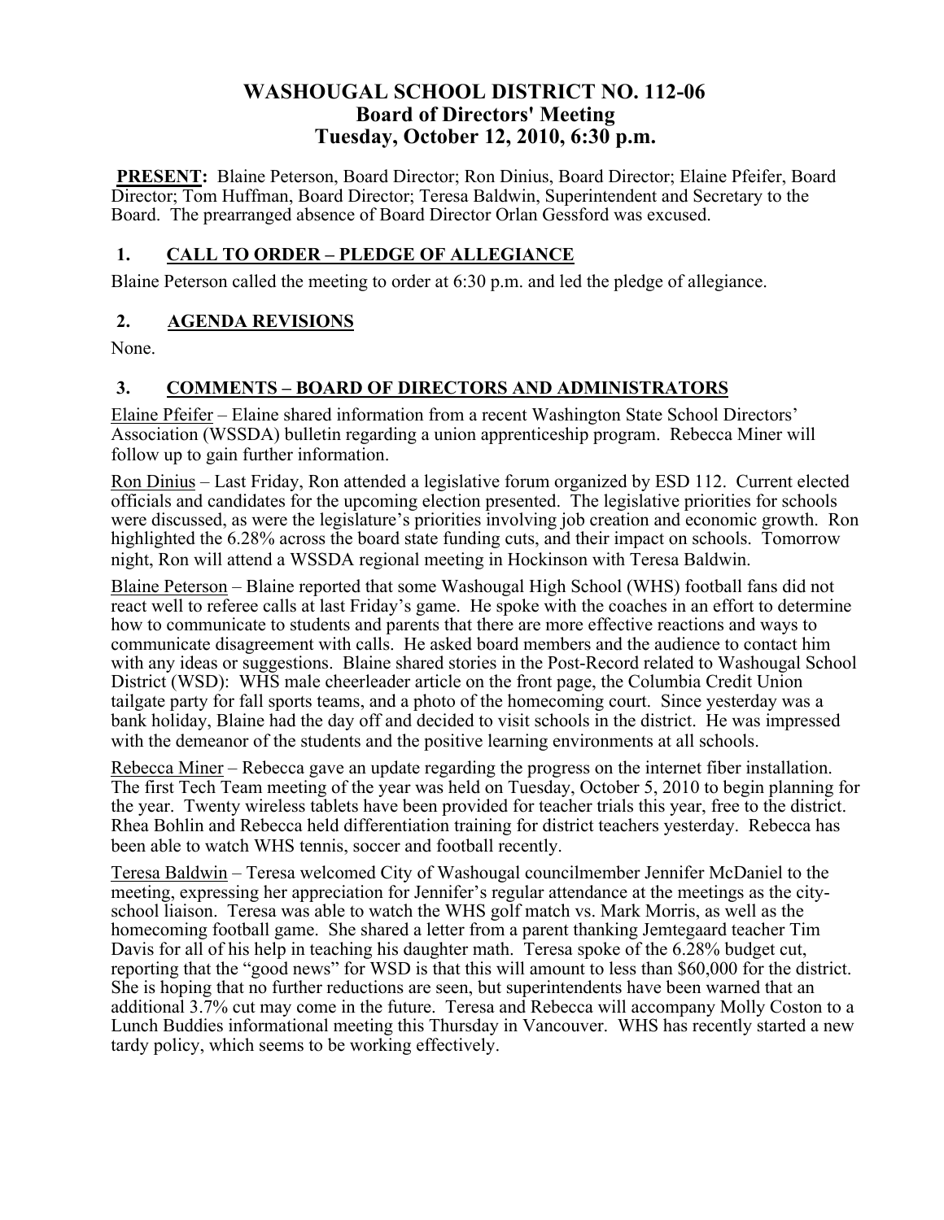# WASHOUGAL SCHOOL DISTRICT NO. 112-06
## Board of Directors' Meeting
## Tuesday, October 12, 2010, 6:30 p.m.

**PRESENT:** Blaine Peterson, Board Director; Ron Dinius, Board Director; Elaine Pfeifer, Board Director; Tom Huffman, Board Director; Teresa Baldwin, Superintendent and Secretary to the Board. The prearranged absence of Board Director Orlan Gessford was excused.

### 1. CALL TO ORDER – PLEDGE OF ALLEGIANCE

Blaine Peterson called the meeting to order at 6:30 p.m. and led the pledge of allegiance.

### 2. AGENDA REVISIONS

None.

### 3. COMMENTS – BOARD OF DIRECTORS AND ADMINISTRATORS

Elaine Pfeifer – Elaine shared information from a recent Washington State School Directors' Association (WSSDA) bulletin regarding a union apprenticeship program. Rebecca Miner will follow up to gain further information.

Ron Dinius – Last Friday, Ron attended a legislative forum organized by ESD 112. Current elected officials and candidates for the upcoming election presented. The legislative priorities for schools were discussed, as were the legislature's priorities involving job creation and economic growth. Ron highlighted the 6.28% across the board state funding cuts, and their impact on schools. Tomorrow night, Ron will attend a WSSDA regional meeting in Hockinson with Teresa Baldwin.

Blaine Peterson – Blaine reported that some Washougal High School (WHS) football fans did not react well to referee calls at last Friday's game. He spoke with the coaches in an effort to determine how to communicate to students and parents that there are more effective reactions and ways to communicate disagreement with calls. He asked board members and the audience to contact him with any ideas or suggestions. Blaine shared stories in the Post-Record related to Washougal School District (WSD): WHS male cheerleader article on the front page, the Columbia Credit Union tailgate party for fall sports teams, and a photo of the homecoming court. Since yesterday was a bank holiday, Blaine had the day off and decided to visit schools in the district. He was impressed with the demeanor of the students and the positive learning environments at all schools.

Rebecca Miner – Rebecca gave an update regarding the progress on the internet fiber installation. The first Tech Team meeting of the year was held on Tuesday, October 5, 2010 to begin planning for the year. Twenty wireless tablets have been provided for teacher trials this year, free to the district. Rhea Bohlin and Rebecca held differentiation training for district teachers yesterday. Rebecca has been able to watch WHS tennis, soccer and football recently.

Teresa Baldwin – Teresa welcomed City of Washougal councilmember Jennifer McDaniel to the meeting, expressing her appreciation for Jennifer's regular attendance at the meetings as the city-school liaison. Teresa was able to watch the WHS golf match vs. Mark Morris, as well as the homecoming football game. She shared a letter from a parent thanking Jemtegaard teacher Tim Davis for all of his help in teaching his daughter math. Teresa spoke of the 6.28% budget cut, reporting that the "good news" for WSD is that this will amount to less than $60,000 for the district. She is hoping that no further reductions are seen, but superintendents have been warned that an additional 3.7% cut may come in the future. Teresa and Rebecca will accompany Molly Coston to a Lunch Buddies informational meeting this Thursday in Vancouver. WHS has recently started a new tardy policy, which seems to be working effectively.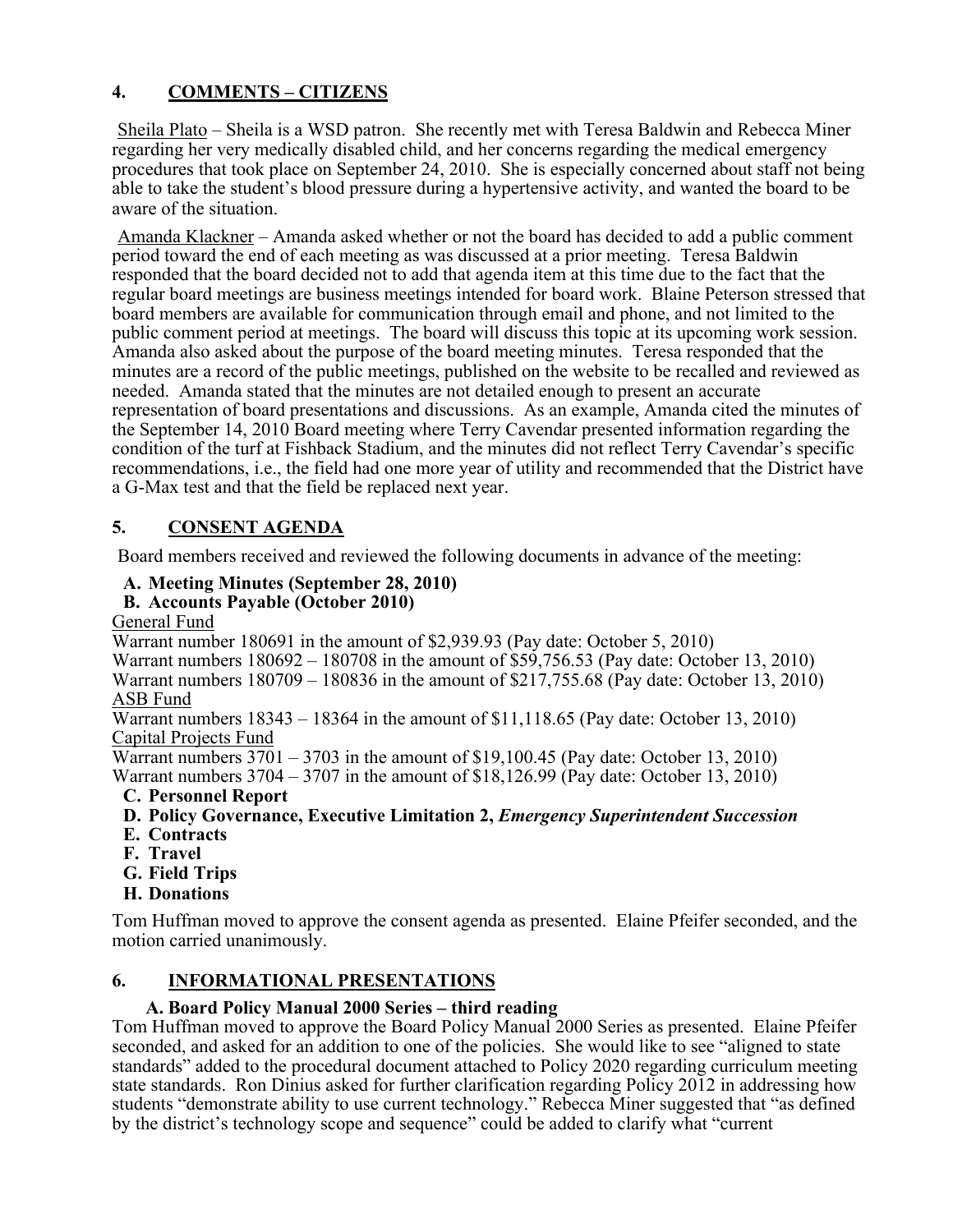## 4. COMMENTS – CITIZENS

Sheila Plato – Sheila is a WSD patron. She recently met with Teresa Baldwin and Rebecca Miner regarding her very medically disabled child, and her concerns regarding the medical emergency procedures that took place on September 24, 2010. She is especially concerned about staff not being able to take the student's blood pressure during a hypertensive activity, and wanted the board to be aware of the situation.

Amanda Klackner – Amanda asked whether or not the board has decided to add a public comment period toward the end of each meeting as was discussed at a prior meeting. Teresa Baldwin responded that the board decided not to add that agenda item at this time due to the fact that the regular board meetings are business meetings intended for board work. Blaine Peterson stressed that board members are available for communication through email and phone, and not limited to the public comment period at meetings. The board will discuss this topic at its upcoming work session. Amanda also asked about the purpose of the board meeting minutes. Teresa responded that the minutes are a record of the public meetings, published on the website to be recalled and reviewed as needed. Amanda stated that the minutes are not detailed enough to present an accurate representation of board presentations and discussions. As an example, Amanda cited the minutes of the September 14, 2010 Board meeting where Terry Cavendar presented information regarding the condition of the turf at Fishback Stadium, and the minutes did not reflect Terry Cavendar's specific recommendations, i.e., the field had one more year of utility and recommended that the District have a G-Max test and that the field be replaced next year.

## 5. CONSENT AGENDA

Board members received and reviewed the following documents in advance of the meeting:

**A. Meeting Minutes (September 28, 2010)**

**B. Accounts Payable (October 2010)**

General Fund

Warrant number 180691 in the amount of $2,939.93 (Pay date: October 5, 2010)
Warrant numbers 180692 – 180708 in the amount of $59,756.53 (Pay date: October 13, 2010)
Warrant numbers 180709 – 180836 in the amount of $217,755.68 (Pay date: October 13, 2010)

ASB Fund

Warrant numbers 18343 – 18364 in the amount of $11,118.65 (Pay date: October 13, 2010)

Capital Projects Fund

Warrant numbers 3701 – 3703 in the amount of $19,100.45 (Pay date: October 13, 2010)
Warrant numbers 3704 – 3707 in the amount of $18,126.99 (Pay date: October 13, 2010)

**C. Personnel Report**

**D. Policy Governance, Executive Limitation 2, *Emergency Superintendent Succession***

**E. Contracts**

**F. Travel**

**G. Field Trips**

**H. Donations**

Tom Huffman moved to approve the consent agenda as presented. Elaine Pfeifer seconded, and the motion carried unanimously.

## 6. INFORMATIONAL PRESENTATIONS

### A. Board Policy Manual 2000 Series – third reading

Tom Huffman moved to approve the Board Policy Manual 2000 Series as presented. Elaine Pfeifer seconded, and asked for an addition to one of the policies. She would like to see "aligned to state standards" added to the procedural document attached to Policy 2020 regarding curriculum meeting state standards. Ron Dinius asked for further clarification regarding Policy 2012 in addressing how students "demonstrate ability to use current technology." Rebecca Miner suggested that "as defined by the district's technology scope and sequence" could be added to clarify what "current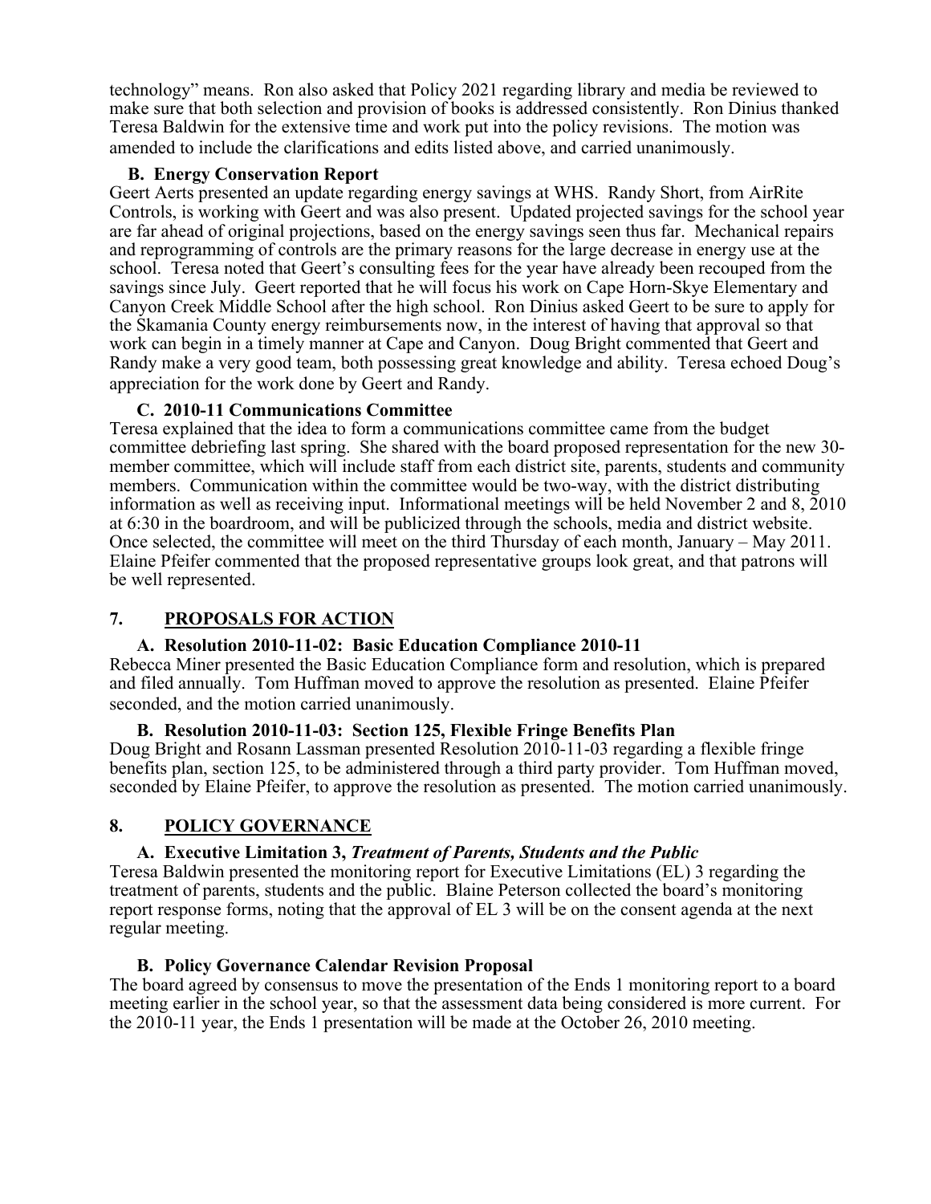technology" means. Ron also asked that Policy 2021 regarding library and media be reviewed to make sure that both selection and provision of books is addressed consistently. Ron Dinius thanked Teresa Baldwin for the extensive time and work put into the policy revisions. The motion was amended to include the clarifications and edits listed above, and carried unanimously.

**B. Energy Conservation Report**

Geert Aerts presented an update regarding energy savings at WHS. Randy Short, from AirRite Controls, is working with Geert and was also present. Updated projected savings for the school year are far ahead of original projections, based on the energy savings seen thus far. Mechanical repairs and reprogramming of controls are the primary reasons for the large decrease in energy use at the school. Teresa noted that Geert's consulting fees for the year have already been recouped from the savings since July. Geert reported that he will focus his work on Cape Horn-Skye Elementary and Canyon Creek Middle School after the high school. Ron Dinius asked Geert to be sure to apply for the Skamania County energy reimbursements now, in the interest of having that approval so that work can begin in a timely manner at Cape and Canyon. Doug Bright commented that Geert and Randy make a very good team, both possessing great knowledge and ability. Teresa echoed Doug's appreciation for the work done by Geert and Randy.

**C. 2010-11 Communications Committee**

Teresa explained that the idea to form a communications committee came from the budget committee debriefing last spring. She shared with the board proposed representation for the new 30-member committee, which will include staff from each district site, parents, students and community members. Communication within the committee would be two-way, with the district distributing information as well as receiving input. Informational meetings will be held November 2 and 8, 2010 at 6:30 in the boardroom, and will be publicized through the schools, media and district website. Once selected, the committee will meet on the third Thursday of each month, January – May 2011. Elaine Pfeifer commented that the proposed representative groups look great, and that patrons will be well represented.

## 7. PROPOSALS FOR ACTION

**A. Resolution 2010-11-02: Basic Education Compliance 2010-11**

Rebecca Miner presented the Basic Education Compliance form and resolution, which is prepared and filed annually. Tom Huffman moved to approve the resolution as presented. Elaine Pfeifer seconded, and the motion carried unanimously.

**B. Resolution 2010-11-03: Section 125, Flexible Fringe Benefits Plan**

Doug Bright and Rosann Lassman presented Resolution 2010-11-03 regarding a flexible fringe benefits plan, section 125, to be administered through a third party provider. Tom Huffman moved, seconded by Elaine Pfeifer, to approve the resolution as presented. The motion carried unanimously.

## 8. POLICY GOVERNANCE

**A. Executive Limitation 3, *Treatment of Parents, Students and the Public***

Teresa Baldwin presented the monitoring report for Executive Limitations (EL) 3 regarding the treatment of parents, students and the public. Blaine Peterson collected the board's monitoring report response forms, noting that the approval of EL 3 will be on the consent agenda at the next regular meeting.

**B. Policy Governance Calendar Revision Proposal**

The board agreed by consensus to move the presentation of the Ends 1 monitoring report to a board meeting earlier in the school year, so that the assessment data being considered is more current. For the 2010-11 year, the Ends 1 presentation will be made at the October 26, 2010 meeting.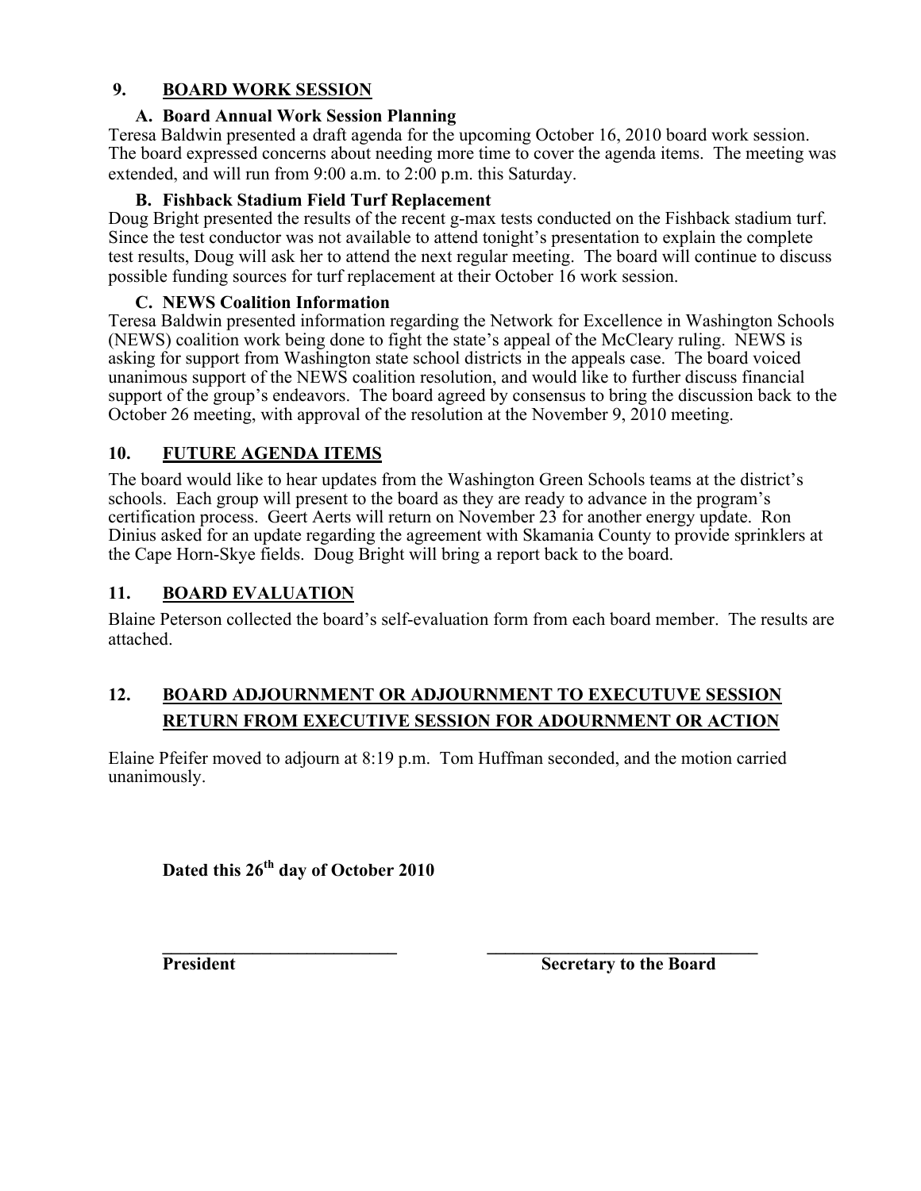## 9. BOARD WORK SESSION

### A. Board Annual Work Session Planning

Teresa Baldwin presented a draft agenda for the upcoming October 16, 2010 board work session. The board expressed concerns about needing more time to cover the agenda items. The meeting was extended, and will run from 9:00 a.m. to 2:00 p.m. this Saturday.

### B. Fishback Stadium Field Turf Replacement

Doug Bright presented the results of the recent g-max tests conducted on the Fishback stadium turf. Since the test conductor was not available to attend tonight's presentation to explain the complete test results, Doug will ask her to attend the next regular meeting. The board will continue to discuss possible funding sources for turf replacement at their October 16 work session.

### C. NEWS Coalition Information

Teresa Baldwin presented information regarding the Network for Excellence in Washington Schools (NEWS) coalition work being done to fight the state's appeal of the McCleary ruling. NEWS is asking for support from Washington state school districts in the appeals case. The board voiced unanimous support of the NEWS coalition resolution, and would like to further discuss financial support of the group's endeavors. The board agreed by consensus to bring the discussion back to the October 26 meeting, with approval of the resolution at the November 9, 2010 meeting.

## 10. FUTURE AGENDA ITEMS

The board would like to hear updates from the Washington Green Schools teams at the district's schools. Each group will present to the board as they are ready to advance in the program's certification process. Geert Aerts will return on November 23 for another energy update. Ron Dinius asked for an update regarding the agreement with Skamania County to provide sprinklers at the Cape Horn-Skye fields. Doug Bright will bring a report back to the board.

## 11. BOARD EVALUATION

Blaine Peterson collected the board's self-evaluation form from each board member. The results are attached.

## 12. BOARD ADJOURNMENT OR ADJOURNMENT TO EXECUTUVE SESSION RETURN FROM EXECUTIVE SESSION FOR ADOURNMENT OR ACTION

Elaine Pfeifer moved to adjourn at 8:19 p.m. Tom Huffman seconded, and the motion carried unanimously.

**Dated this 26th day of October 2010**

\_\_\_\_\_\_\_\_\_\_\_\_\_\_\_\_\_\_\_\_\_\_\_\_\_\_\_ \_\_\_\_\_\_\_\_\_\_\_\_\_\_\_\_\_\_\_\_\_\_\_\_\_\_\_\_\_\_\_

**President** **Secretary to the Board**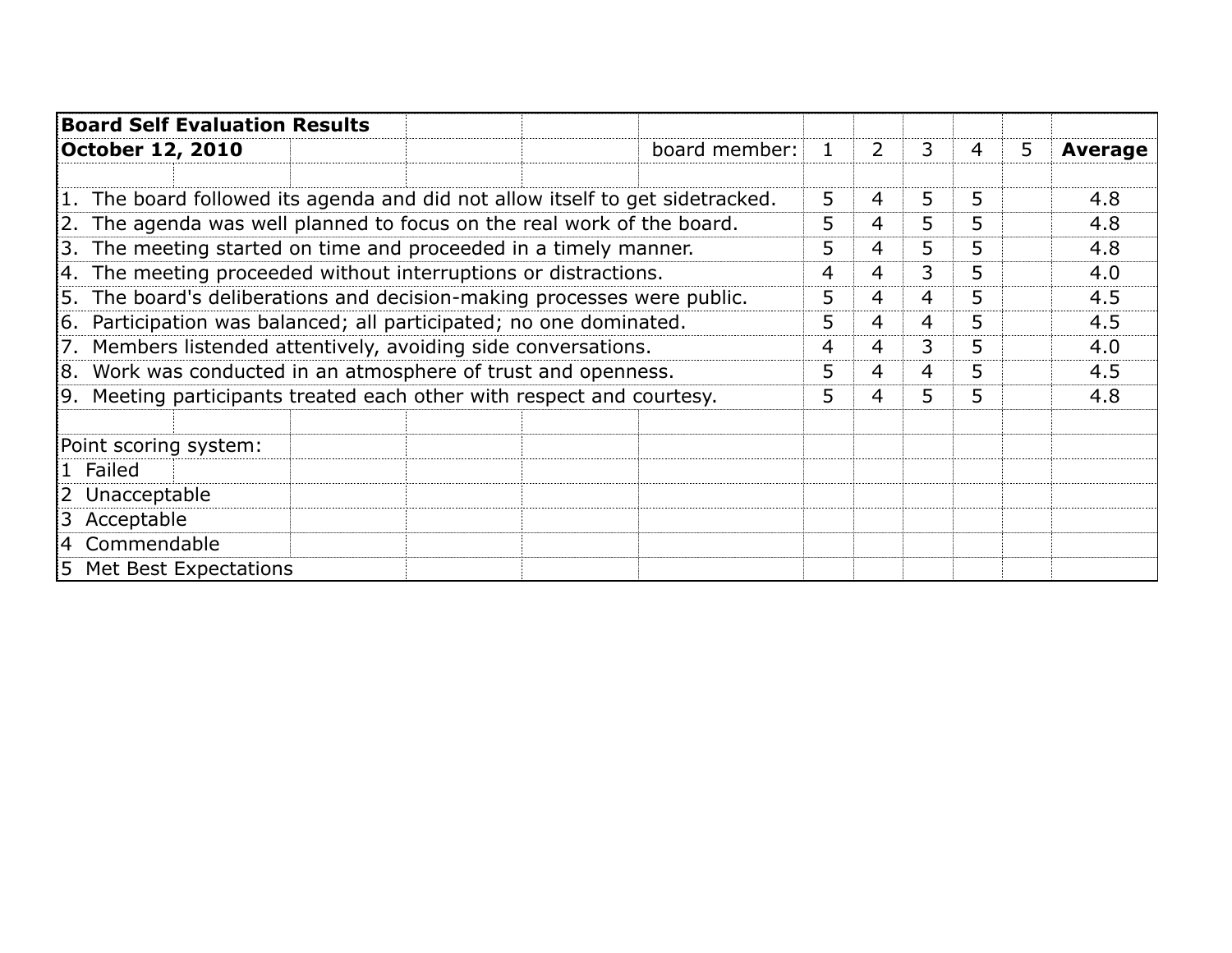**Board Self Evaluation Results**

**October 12, 2010**

| | board member: 1 | 2 | 3 | 4 | 5 | **Average** |
|---|---|---|---|---|---|---|
| 1. The board followed its agenda and did not allow itself to get sidetracked. | 5 | 4 | 5 | 5 | | 4.8 |
| 2. The agenda was well planned to focus on the real work of the board. | 5 | 4 | 5 | 5 | | 4.8 |
| 3. The meeting started on time and proceeded in a timely manner. | 5 | 4 | 5 | 5 | | 4.8 |
| 4. The meeting proceeded without interruptions or distractions. | 4 | 4 | 3 | 5 | | 4.0 |
| 5. The board's deliberations and decision-making processes were public. | 5 | 4 | 4 | 5 | | 4.5 |
| 6. Participation was balanced; all participated; no one dominated. | 5 | 4 | 4 | 5 | | 4.5 |
| 7. Members listended attentively, avoiding side conversations. | 4 | 4 | 3 | 5 | | 4.0 |
| 8. Work was conducted in an atmosphere of trust and openness. | 5 | 4 | 4 | 5 | | 4.5 |
| 9. Meeting participants treated each other with respect and courtesy. | 5 | 4 | 5 | 5 | | 4.8 |

Point scoring system:

1 Failed

2 Unacceptable

3 Acceptable

4 Commendable

5 Met Best Expectations